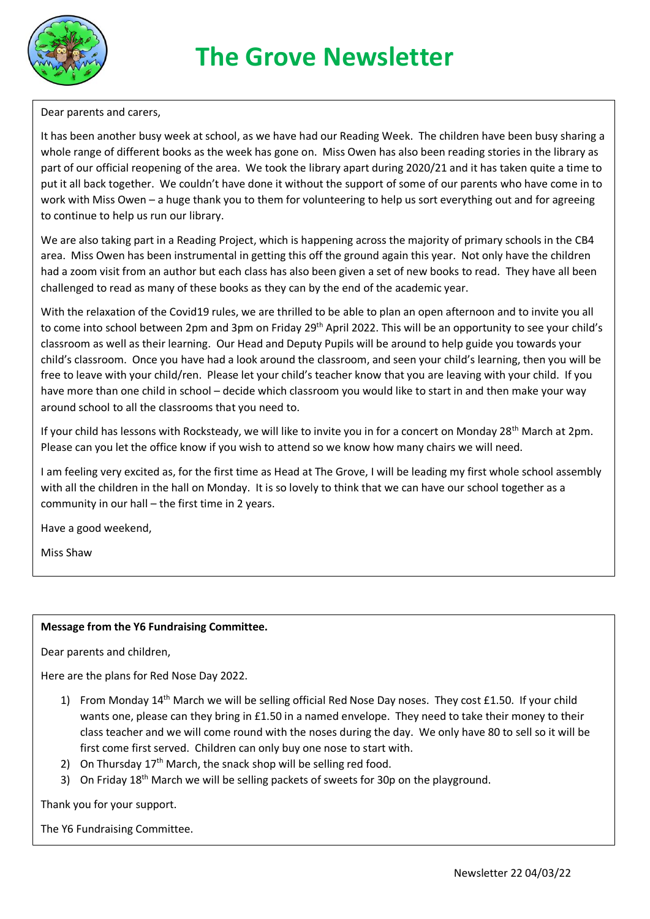# The Grove Newsletter

Dear parents and carers,

It has been another busy week at school, as we have had our Reading Week. The children have been busy sharing a whole range of different books as the week has gone on. Miss Owen has also been reading stories in the library as part of our official reopening of the area. We took the library apart during 2020/21 and it has taken quite a time to put it all back together. We couldn't have done it without the support of some of our parents who have come in to work with Miss Owen – a huge thank you to them for volunteering to help us sort everything out and for agreeing to continue to help us run our library.

We are also taking part in a Reading Project, which is happening across the majority of primary schools in the CB4 area. Miss Owen has been instrumental in getting this off the ground again this year. Not only have the children had a zoom visit from an author but each class has also been given a set of new books to read. They have all been challenged to read as many of these books as they can by the end of the academic year.

With the relaxation of the Covid19 rules, we are thrilled to be able to plan an open afternoon and to invite you all to come into school between 2pm and 3pm on Friday 29th April 2022. This will be an opportunity to see your child's classroom as well as their learning. Our Head and Deputy Pupils will be around to help guide you towards your child's classroom. Once you have had a look around the classroom, and seen your child's learning, then you will be free to leave with your child/ren. Please let your child's teacher know that you are leaving with your child. If you have more than one child in school – decide which classroom you would like to start in and then make your way around school to all the classrooms that you need to.

If your child has lessons with Rocksteady, we will like to invite you in for a concert on Monday 28th March at 2pm. Please can you let the office know if you wish to attend so we know how many chairs we will need.

I am feeling very excited as, for the first time as Head at The Grove, I will be leading my first whole school assembly with all the children in the hall on Monday. It is so lovely to think that we can have our school together as a community in our hall – the first time in 2 years.

Have a good weekend,

Miss Shaw

**Message from the Y6 Fundraising Committee.**

Dear parents and children,

Here are the plans for Red Nose Day 2022.

1) From Monday 14th March we will be selling official Red Nose Day noses. They cost £1.50. If your child wants one, please can they bring in £1.50 in a named envelope. They need to take their money to their class teacher and we will come round with the noses during the day. We only have 80 to sell so it will be first come first served. Children can only buy one nose to start with.
2) On Thursday 17th March, the snack shop will be selling red food.
3) On Friday 18th March we will be selling packets of sweets for 30p on the playground.

Thank you for your support.

The Y6 Fundraising Committee.

Newsletter 22 04/03/22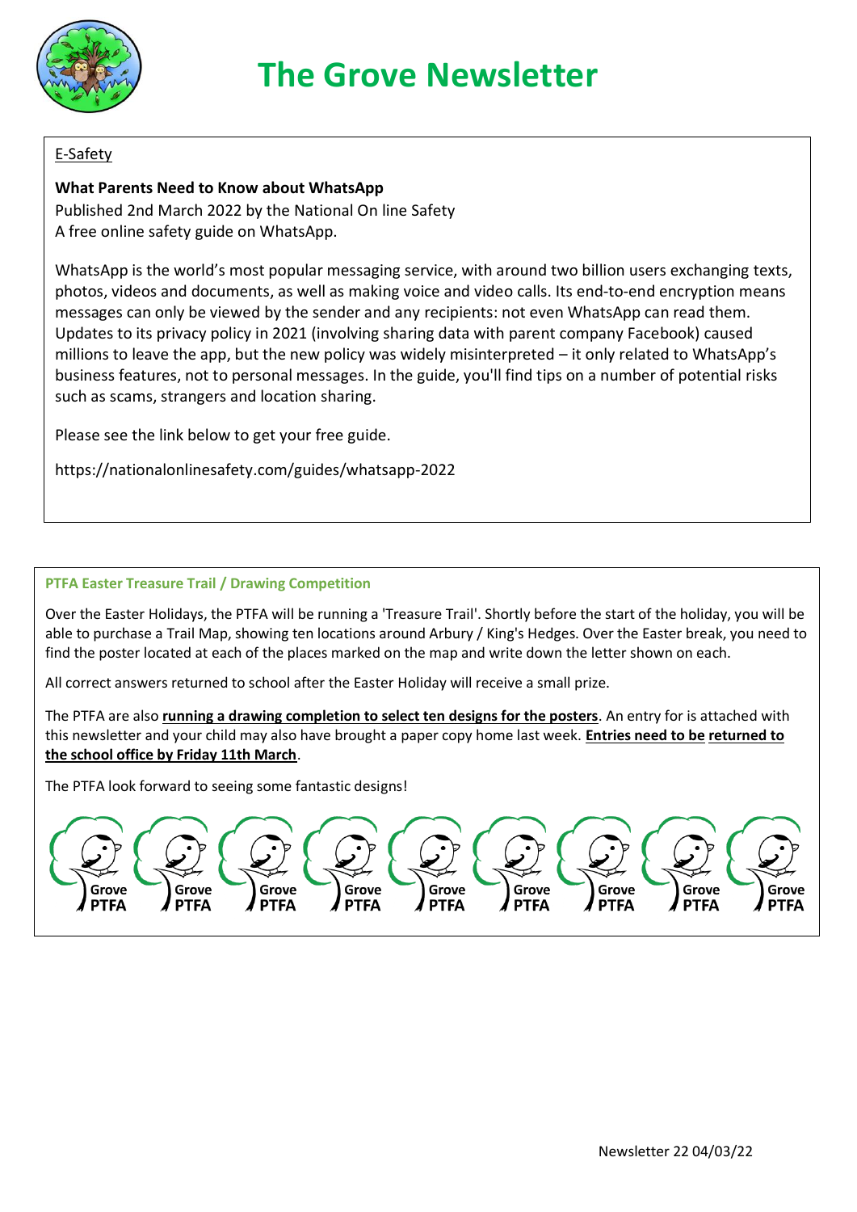# The Grove Newsletter

E-Safety

**What Parents Need to Know about WhatsApp**
Published 2nd March 2022 by the National On line Safety
A free online safety guide on WhatsApp.

WhatsApp is the world's most popular messaging service, with around two billion users exchanging texts, photos, videos and documents, as well as making voice and video calls. Its end-to-end encryption means messages can only be viewed by the sender and any recipients: not even WhatsApp can read them. Updates to its privacy policy in 2021 (involving sharing data with parent company Facebook) caused millions to leave the app, but the new policy was widely misinterpreted – it only related to WhatsApp's business features, not to personal messages. In the guide, you'll find tips on a number of potential risks such as scams, strangers and location sharing.

Please see the link below to get your free guide.

https://nationalonlinesafety.com/guides/whatsapp-2022

## PTFA Easter Treasure Trail / Drawing Competition

Over the Easter Holidays, the PTFA will be running a 'Treasure Trail'. Shortly before the start of the holiday, you will be able to purchase a Trail Map, showing ten locations around Arbury / King's Hedges. Over the Easter break, you need to find the poster located at each of the places marked on the map and write down the letter shown on each.

All correct answers returned to school after the Easter Holiday will receive a small prize.

The PTFA are also **running a drawing completion to select ten designs for the posters**. An entry for is attached with this newsletter and your child may also have brought a paper copy home last week. **Entries need to be returned to the school office by Friday 11th March**.

The PTFA look forward to seeing some fantastic designs!

Grove PTFA Grove PTFA Grove PTFA Grove PTFA Grove PTFA Grove PTFA Grove PTFA Grove PTFA Grove PTFA

Newsletter 22 04/03/22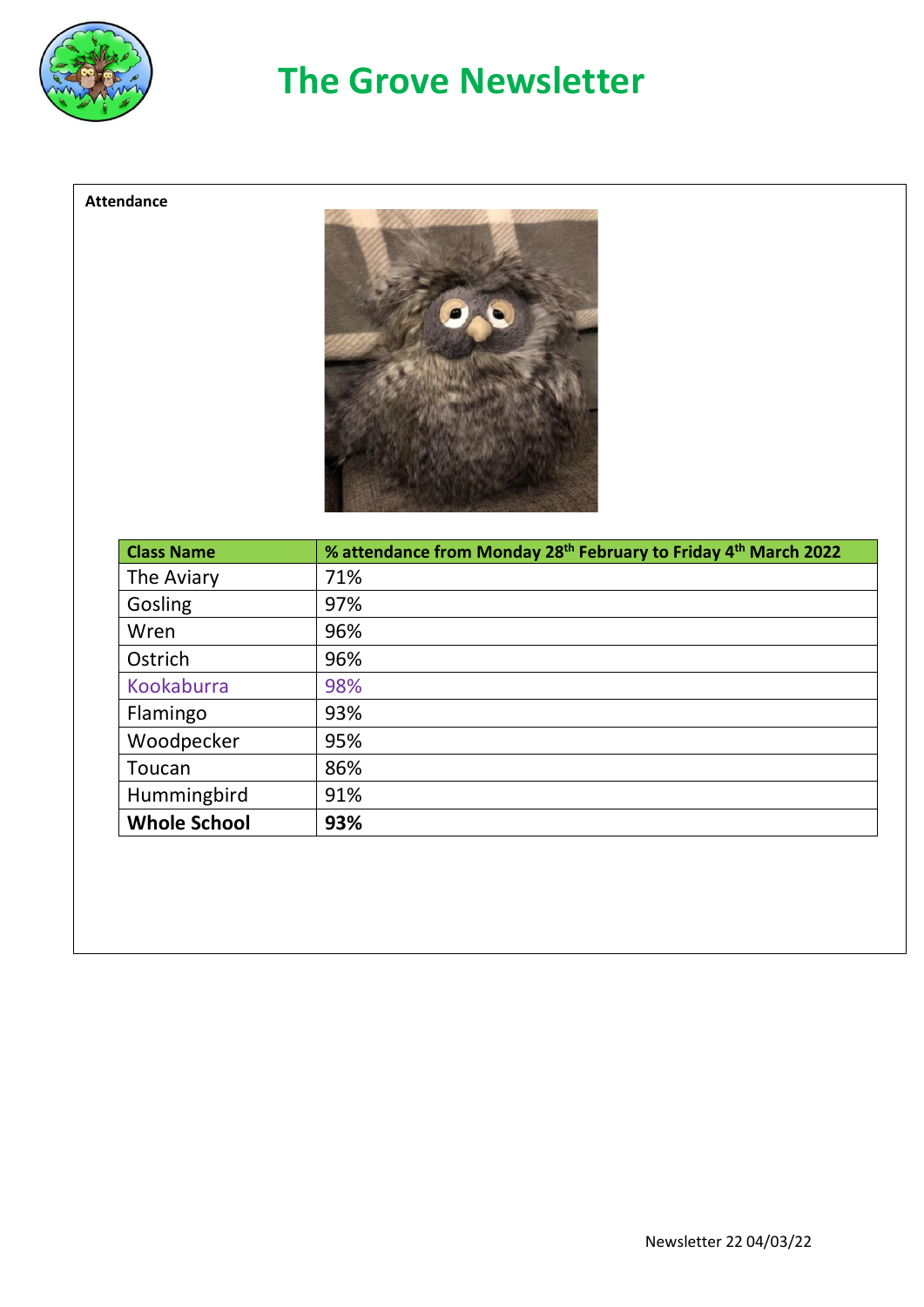# The Grove Newsletter

**Attendance**

| Class Name | % attendance from Monday 28th February to Friday 4th March 2022 |
|---|---|
| The Aviary | 71% |
| Gosling | 97% |
| Wren | 96% |
| Ostrich | 96% |
| Kookaburra | 98% |
| Flamingo | 93% |
| Woodpecker | 95% |
| Toucan | 86% |
| Hummingbird | 91% |
| **Whole School** | **93%** |

Newsletter 22 04/03/22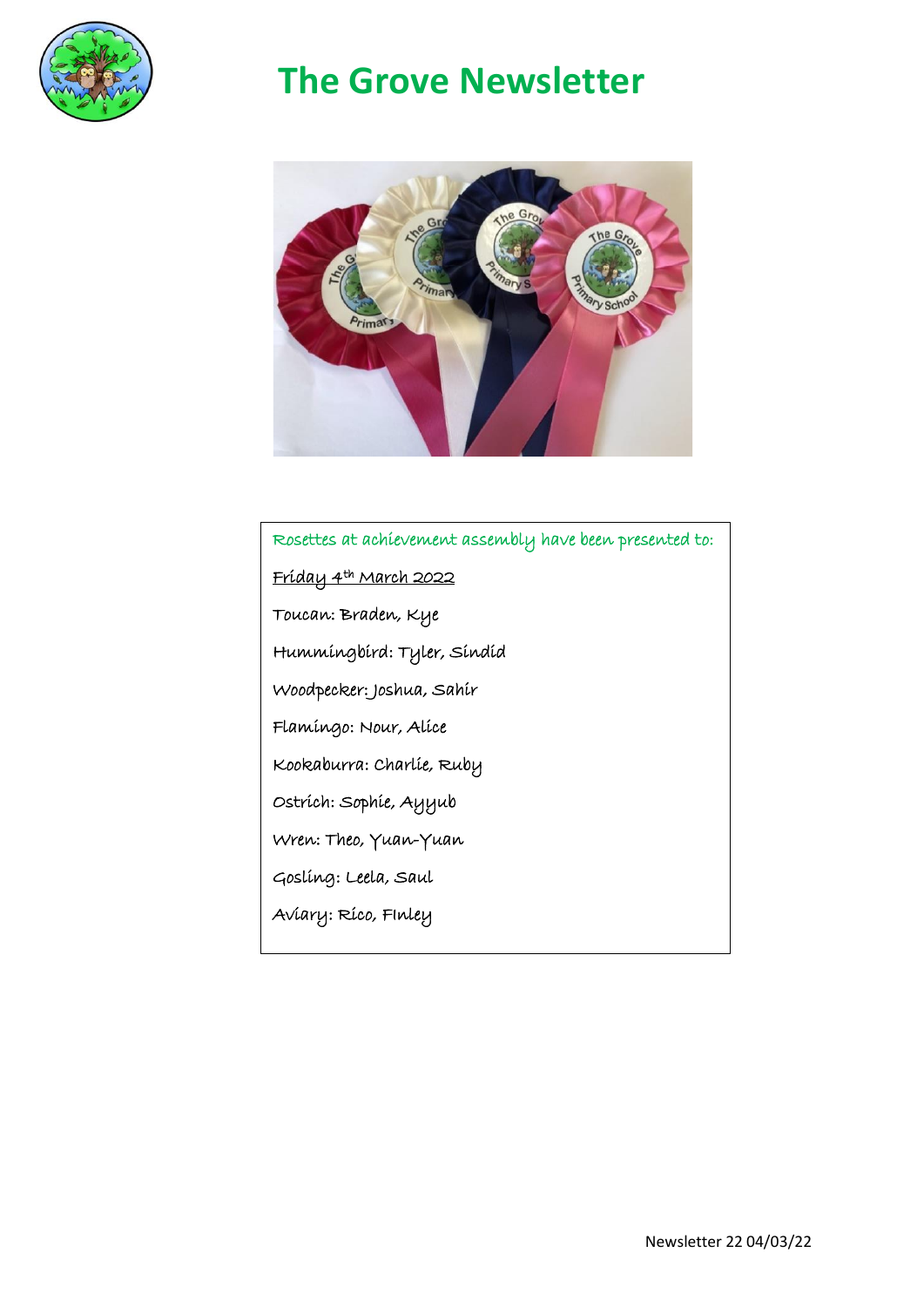# The Grove Newsletter

Rosettes at achievement assembly have been presented to:

Friday 4th March 2022

Toucan: Braden, Kye

Hummingbird: Tyler, Sindid

Woodpecker: Joshua, Sahir

Flamingo: Nour, Alice

Kookaburra: Charlie, Ruby

Ostrich: Sophie, Ayyub

Wren: Theo, Yuan-Yuan

Gosling: Leela, Saul

Aviary: Rico, Finley